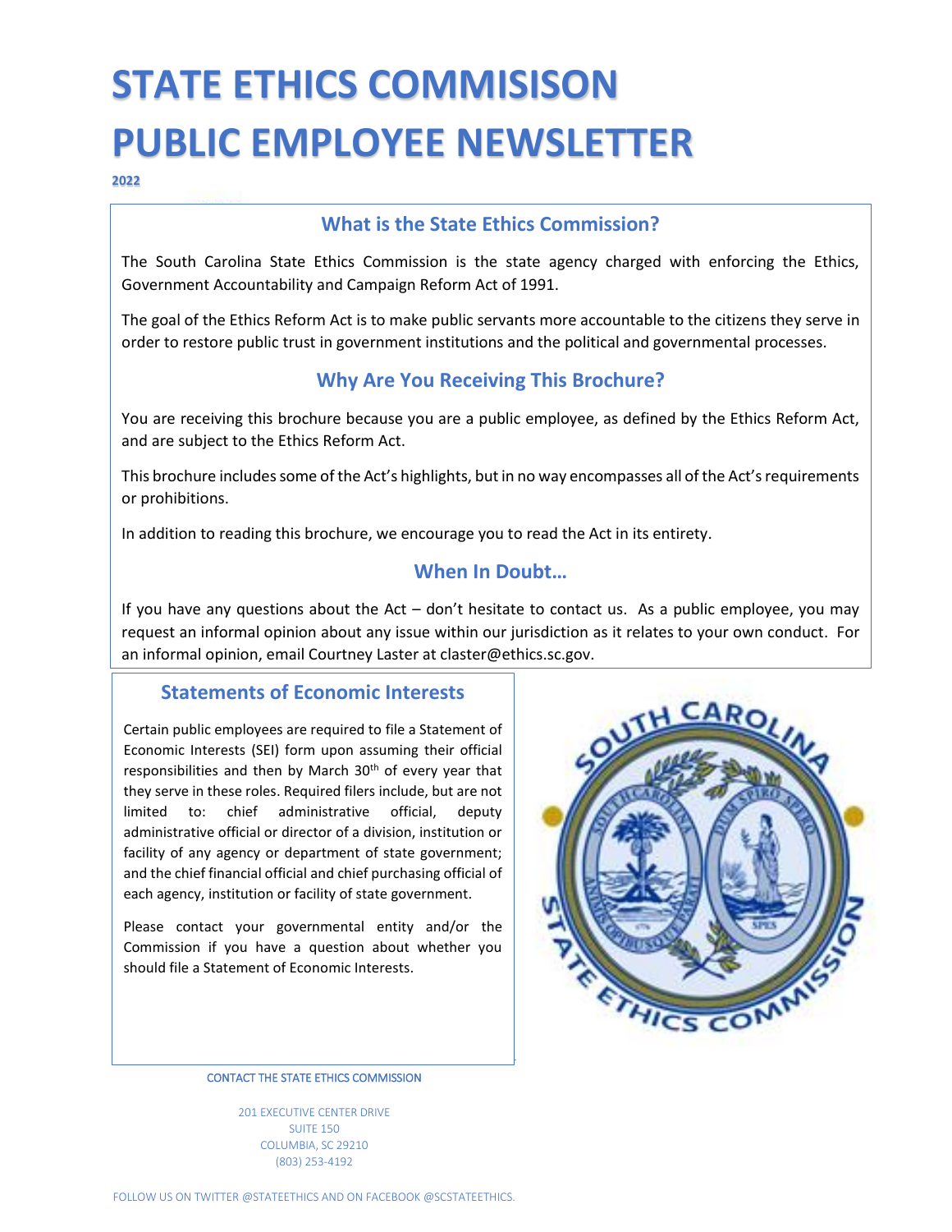# STATE ETHICS COMMISISON PUBLIC EMPLOYEE NEWSLETTER

**2022**

## What is the State Ethics Commission?

The South Carolina State Ethics Commission is the state agency charged with enforcing the Ethics, Government Accountability and Campaign Reform Act of 1991.

The goal of the Ethics Reform Act is to make public servants more accountable to the citizens they serve in order to restore public trust in government institutions and the political and governmental processes.

## Why Are You Receiving This Brochure?

You are receiving this brochure because you are a public employee, as defined by the Ethics Reform Act, and are subject to the Ethics Reform Act.

This brochure includes some of the Act's highlights, but in no way encompasses all of the Act's requirements or prohibitions.

In addition to reading this brochure, we encourage you to read the Act in its entirety.

## When In Doubt…

If you have any questions about the Act – don't hesitate to contact us. As a public employee, you may request an informal opinion about any issue within our jurisdiction as it relates to your own conduct. For an informal opinion, email Courtney Laster at claster@ethics.sc.gov.

## Statements of Economic Interests

Certain public employees are required to file a Statement of Economic Interests (SEI) form upon assuming their official responsibilities and then by March 30th of every year that they serve in these roles. Required filers include, but are not limited to: chief administrative official, deputy administrative official or director of a division, institution or facility of any agency or department of state government; and the chief financial official and chief purchasing official of each agency, institution or facility of state government.

Please contact your governmental entity and/or the Commission if you have a question about whether you should file a Statement of Economic Interests.

CONTACT THE STATE ETHICS COMMISSION

201 EXECUTIVE CENTER DRIVE
SUITE 150
COLUMBIA, SC 29210
(803) 253-4192

FOLLOW US ON TWITTER @STATEETHICS AND ON FACEBOOK @SCSTATEETHICS.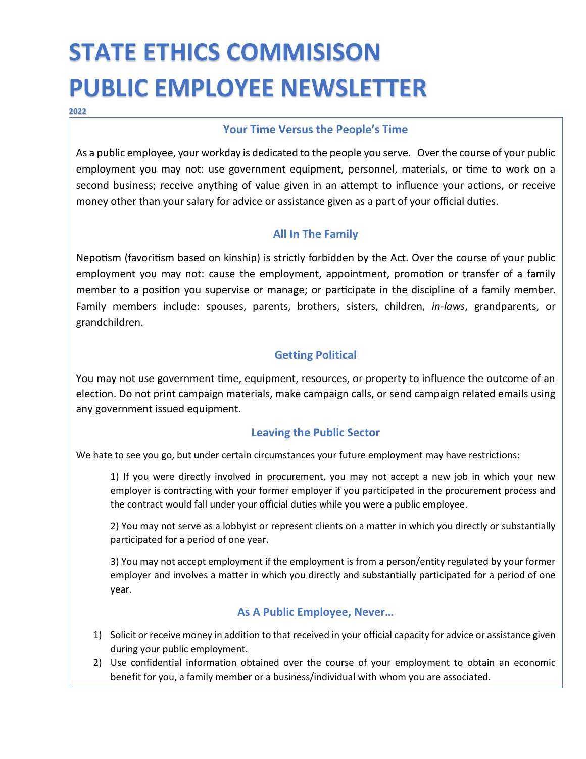# STATE ETHICS COMMISISON PUBLIC EMPLOYEE NEWSLETTER

2022

### Your Time Versus the People's Time

As a public employee, your workday is dedicated to the people you serve. Over the course of your public employment you may not: use government equipment, personnel, materials, or time to work on a second business; receive anything of value given in an attempt to influence your actions, or receive money other than your salary for advice or assistance given as a part of your official duties.

### All In The Family

Nepotism (favoritism based on kinship) is strictly forbidden by the Act. Over the course of your public employment you may not: cause the employment, appointment, promotion or transfer of a family member to a position you supervise or manage; or participate in the discipline of a family member. Family members include: spouses, parents, brothers, sisters, children, *in-laws*, grandparents, or grandchildren.

### Getting Political

You may not use government time, equipment, resources, or property to influence the outcome of an election. Do not print campaign materials, make campaign calls, or send campaign related emails using any government issued equipment.

### Leaving the Public Sector

We hate to see you go, but under certain circumstances your future employment may have restrictions:

1) If you were directly involved in procurement, you may not accept a new job in which your new employer is contracting with your former employer if you participated in the procurement process and the contract would fall under your official duties while you were a public employee.

2) You may not serve as a lobbyist or represent clients on a matter in which you directly or substantially participated for a period of one year.

3) You may not accept employment if the employment is from a person/entity regulated by your former employer and involves a matter in which you directly and substantially participated for a period of one year.

### As A Public Employee, Never…

1) Solicit or receive money in addition to that received in your official capacity for advice or assistance given during your public employment.
2) Use confidential information obtained over the course of your employment to obtain an economic benefit for you, a family member or a business/individual with whom you are associated.